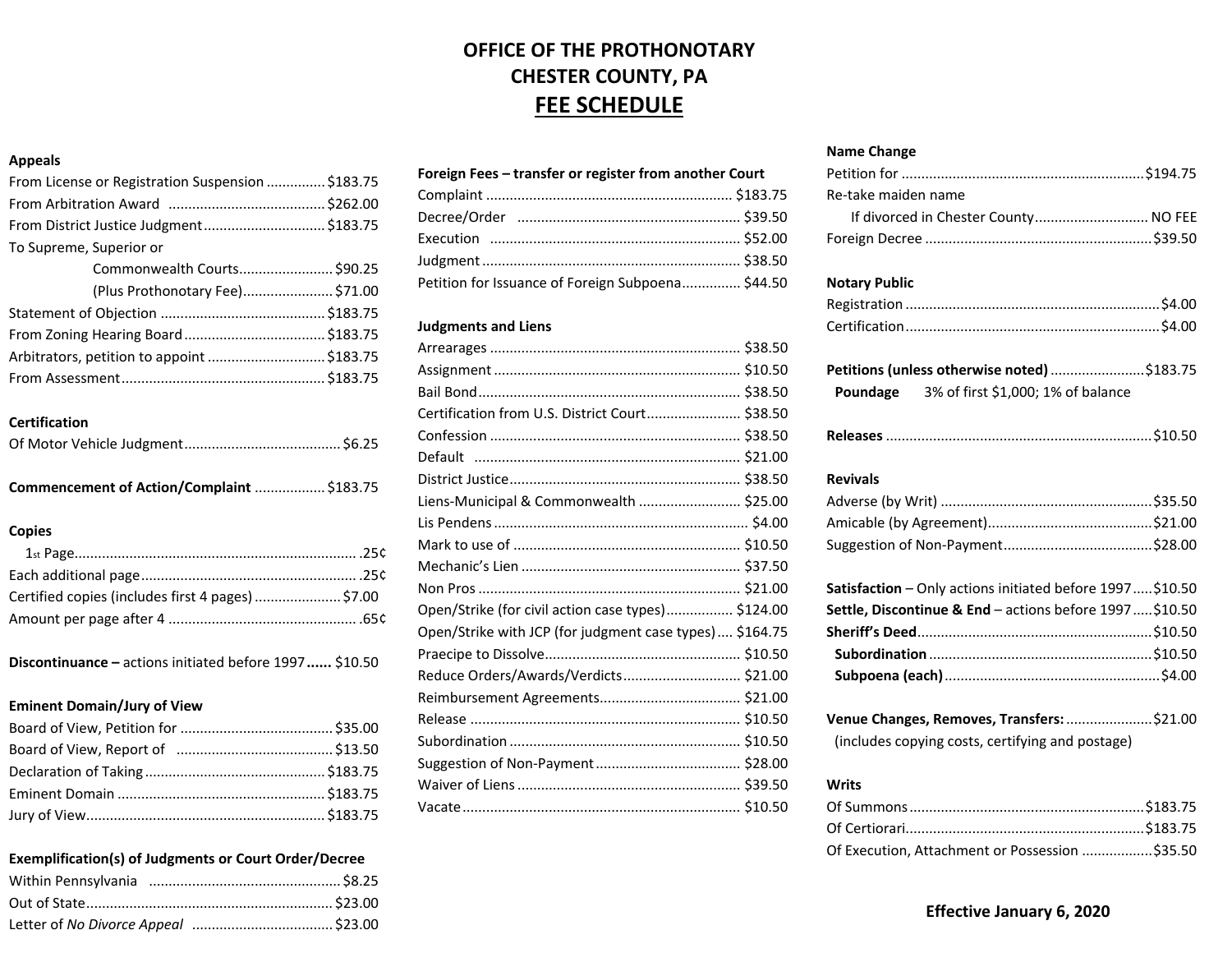# OFFICE OF THE PROTHONOTARY
# CHESTER COUNTY, PA
## FEE SCHEDULE

**Appeals**

| Item | Fee |
| --- | --- |
| From License or Registration Suspension | $183.75 |
| From Arbitration Award | $262.00 |
| From District Justice Judgment | $183.75 |
| To Supreme, Superior or Commonwealth Courts | $90.25 |
| (Plus Prothonotary Fee) | $71.00 |
| Statement of Objection | $183.75 |
| From Zoning Hearing Board | $183.75 |
| Arbitrators, petition to appoint | $183.75 |
| From Assessment | $183.75 |

**Certification**

| Item | Fee |
| --- | --- |
| Of Motor Vehicle Judgment | $6.25 |

**Commencement of Action/Complaint** ................. $183.75

**Copies**

| Item | Fee |
| --- | --- |
| 1st Page | .25¢ |
| Each additional page | .25¢ |
| Certified copies (includes first 4 pages) | $7.00 |
| Amount per page after 4 | .65¢ |

**Discontinuance –** actions initiated before 1997...... $10.50

**Eminent Domain/Jury of View**

| Item | Fee |
| --- | --- |
| Board of View, Petition for | $35.00 |
| Board of View, Report of | $13.50 |
| Declaration of Taking | $183.75 |
| Eminent Domain | $183.75 |
| Jury of View | $183.75 |

**Exemplification(s) of Judgments or Court Order/Decree**

| Item | Fee |
| --- | --- |
| Within Pennsylvania | $8.25 |
| Out of State | $23.00 |
| Letter of *No Divorce Appeal* | $23.00 |

**Foreign Fees – transfer or register from another Court**

| Item | Fee |
| --- | --- |
| Complaint | $183.75 |
| Decree/Order | $39.50 |
| Execution | $52.00 |
| Judgment | $38.50 |
| Petition for Issuance of Foreign Subpoena | $44.50 |

**Judgments and Liens**

| Item | Fee |
| --- | --- |
| Arrearages | $38.50 |
| Assignment | $10.50 |
| Bail Bond | $38.50 |
| Certification from U.S. District Court | $38.50 |
| Confession | $38.50 |
| Default | $21.00 |
| District Justice | $38.50 |
| Liens-Municipal & Commonwealth | $25.00 |
| Lis Pendens | $4.00 |
| Mark to use of | $10.50 |
| Mechanic's Lien | $37.50 |
| Non Pros | $21.00 |
| Open/Strike (for civil action case types) | $124.00 |
| Open/Strike with JCP (for judgment case types) | $164.75 |
| Praecipe to Dissolve | $10.50 |
| Reduce Orders/Awards/Verdicts | $21.00 |
| Reimbursement Agreements | $21.00 |
| Release | $10.50 |
| Subordination | $10.50 |
| Suggestion of Non-Payment | $28.00 |
| Waiver of Liens | $39.50 |
| Vacate | $10.50 |

**Name Change**

| Item | Fee |
| --- | --- |
| Petition for | $194.75 |
| Re-take maiden name — If divorced in Chester County | NO FEE |
| Foreign Decree | $39.50 |

**Notary Public**

| Item | Fee |
| --- | --- |
| Registration | $4.00 |
| Certification | $4.00 |

**Petitions (unless otherwise noted)** ........................ $183.75

**Poundage** 3% of first $1,000; 1% of balance

**Releases** ........................ $10.50

**Revivals**

| Item | Fee |
| --- | --- |
| Adverse (by Writ) | $35.50 |
| Amicable (by Agreement) | $21.00 |
| Suggestion of Non-Payment | $28.00 |

| Item | Fee |
| --- | --- |
| **Satisfaction** – Only actions initiated before 1997 | $10.50 |
| **Settle, Discontinue & End** – actions before 1997 | $10.50 |
| **Sheriff's Deed** | $10.50 |
| **Subordination** | $10.50 |
| **Subpoena (each)** | $4.00 |

**Venue Changes, Removes, Transfers:** ........................ $21.00
(includes copying costs, certifying and postage)

**Writs**

| Item | Fee |
| --- | --- |
| Of Summons | $183.75 |
| Of Certiorari | $183.75 |
| Of Execution, Attachment or Possession | $35.50 |

**Effective January 6, 2020**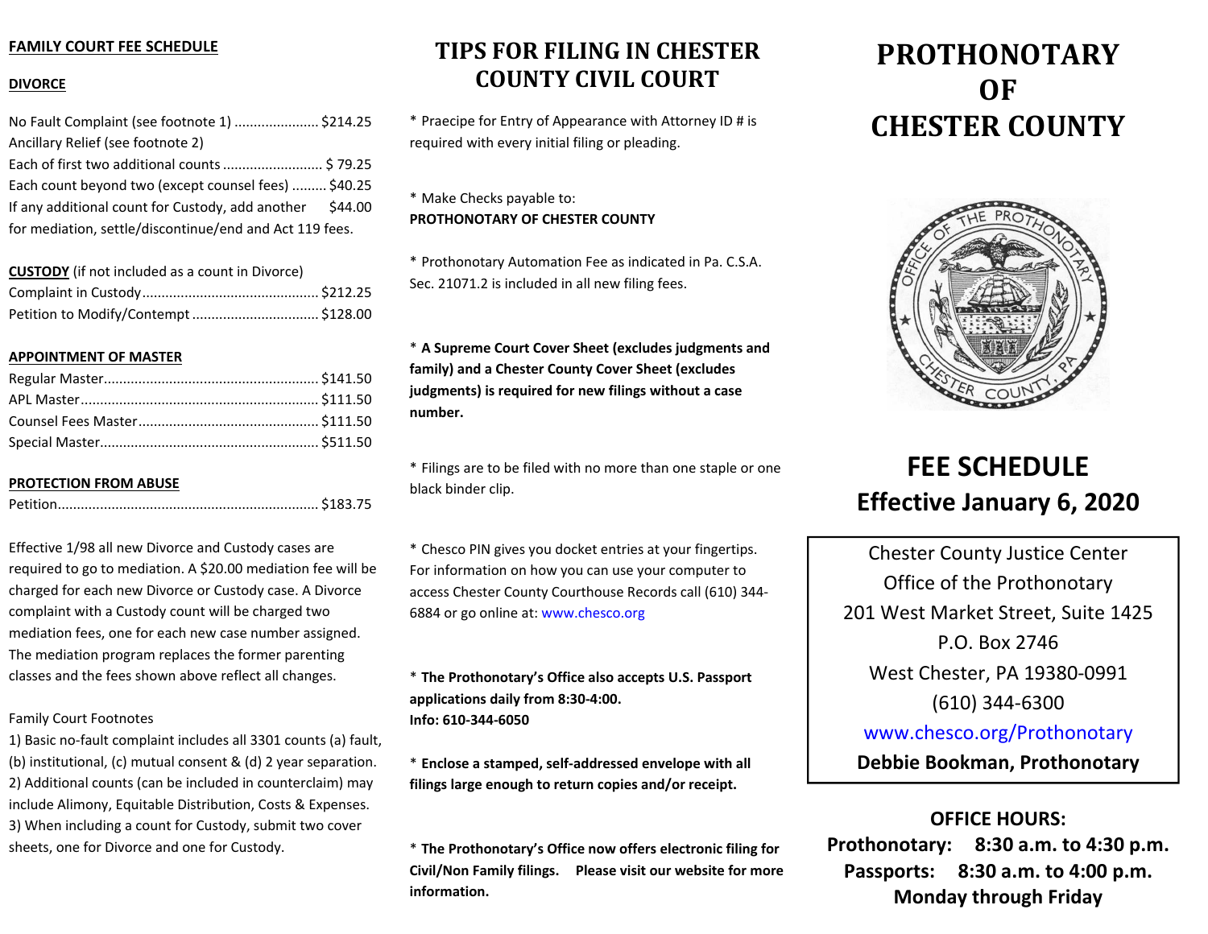**FAMILY COURT FEE SCHEDULE**

**DIVORCE**

No Fault Complaint (see footnote 1) ..................... $214.25
Ancillary Relief (see footnote 2)
Each of first two additional counts .......................... $ 79.25
Each count beyond two (except counsel fees) ......... $40.25
If any additional count for Custody, add another $44.00 for mediation, settle/discontinue/end and Act 119 fees.

**CUSTODY** (if not included as a count in Divorce)
Complaint in Custody ............................................. $212.25
Petition to Modify/Contempt ................................ $128.00

**APPOINTMENT OF MASTER**
Regular Master ....................................................... $141.50
APL Master ............................................................ $111.50
Counsel Fees Master .............................................. $111.50
Special Master ........................................................ $511.50

**PROTECTION FROM ABUSE**
Petition ................................................................... $183.75

Effective 1/98 all new Divorce and Custody cases are required to go to mediation. A $20.00 mediation fee will be charged for each new Divorce or Custody case. A Divorce complaint with a Custody count will be charged two mediation fees, one for each new case number assigned. The mediation program replaces the former parenting classes and the fees shown above reflect all changes.

Family Court Footnotes
1) Basic no-fault complaint includes all 3301 counts (a) fault, (b) institutional, (c) mutual consent & (d) 2 year separation.
2) Additional counts (can be included in counterclaim) may include Alimony, Equitable Distribution, Costs & Expenses.
3) When including a count for Custody, submit two cover sheets, one for Divorce and one for Custody.

## TIPS FOR FILING IN CHESTER COUNTY CIVIL COURT

* Praecipe for Entry of Appearance with Attorney ID # is required with every initial filing or pleading.

* Make Checks payable to:
**PROTHONOTARY OF CHESTER COUNTY**

* Prothonotary Automation Fee as indicated in Pa. C.S.A. Sec. 21071.2 is included in all new filing fees.

* **A Supreme Court Cover Sheet (excludes judgments and family) and a Chester County Cover Sheet (excludes judgments) is required for new filings without a case number.**

* Filings are to be filed with no more than one staple or one black binder clip.

* Chesco PIN gives you docket entries at your fingertips. For information on how you can use your computer to access Chester County Courthouse Records call (610) 344-6884 or go online at: www.chesco.org

* **The Prothonotary's Office also accepts U.S. Passport applications daily from 8:30-4:00. Info: 610-344-6050**

* **Enclose a stamped, self-addressed envelope with all filings large enough to return copies and/or receipt.**

* **The Prothonotary's Office now offers electronic filing for Civil/Non Family filings. Please visit our website for more information.**

# PROTHONOTARY OF CHESTER COUNTY

## FEE SCHEDULE
## Effective January 6, 2020

Chester County Justice Center
Office of the Prothonotary
201 West Market Street, Suite 1425
P.O. Box 2746
West Chester, PA 19380-0991
(610) 344-6300
www.chesco.org/Prothonotary
**Debbie Bookman, Prothonotary**

**OFFICE HOURS:**
**Prothonotary: 8:30 a.m. to 4:30 p.m.**
**Passports: 8:30 a.m. to 4:00 p.m.**
**Monday through Friday**